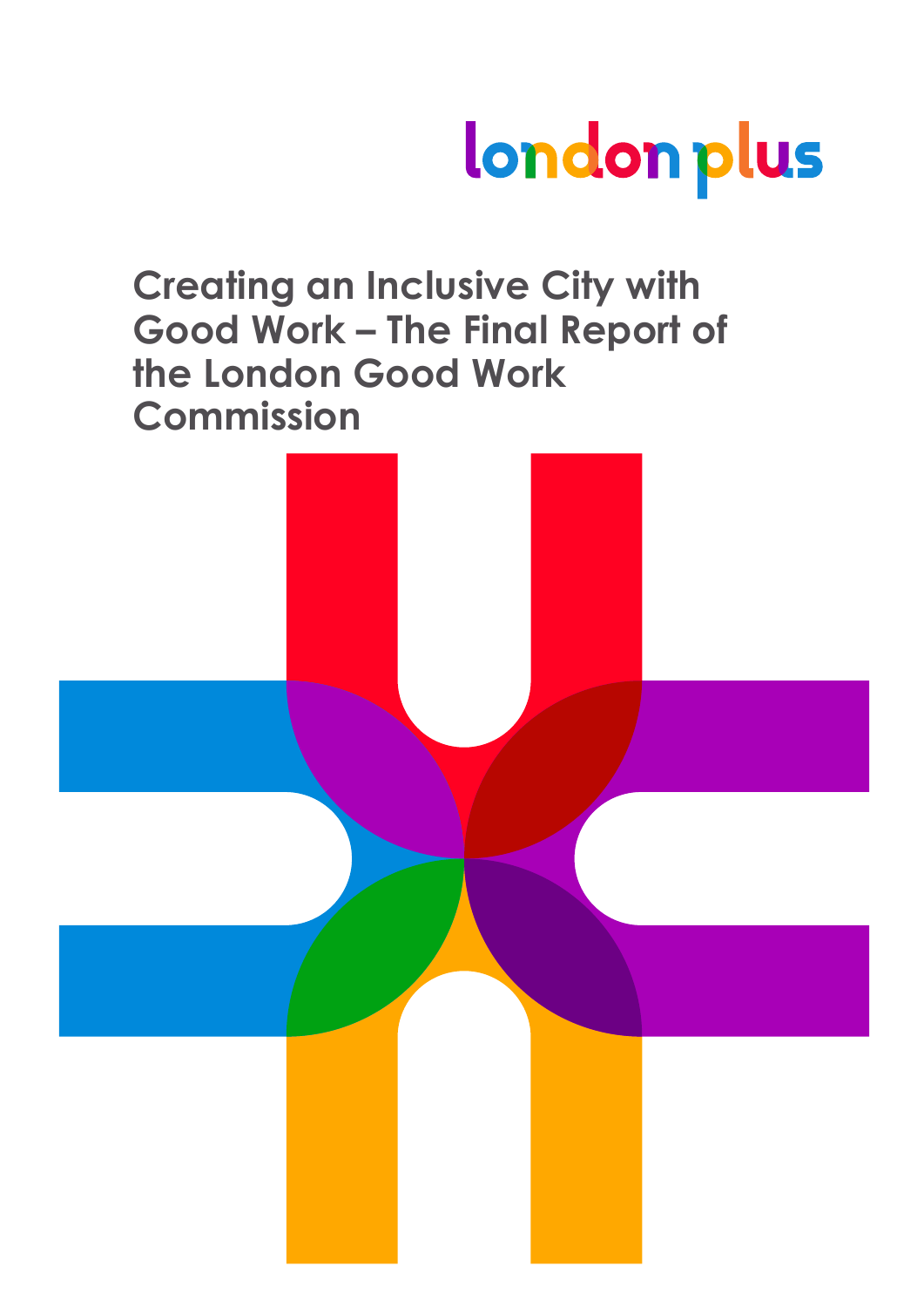london plus

# Creating an Inclusive City with Good Work – The Final Report of the London Good Work Commission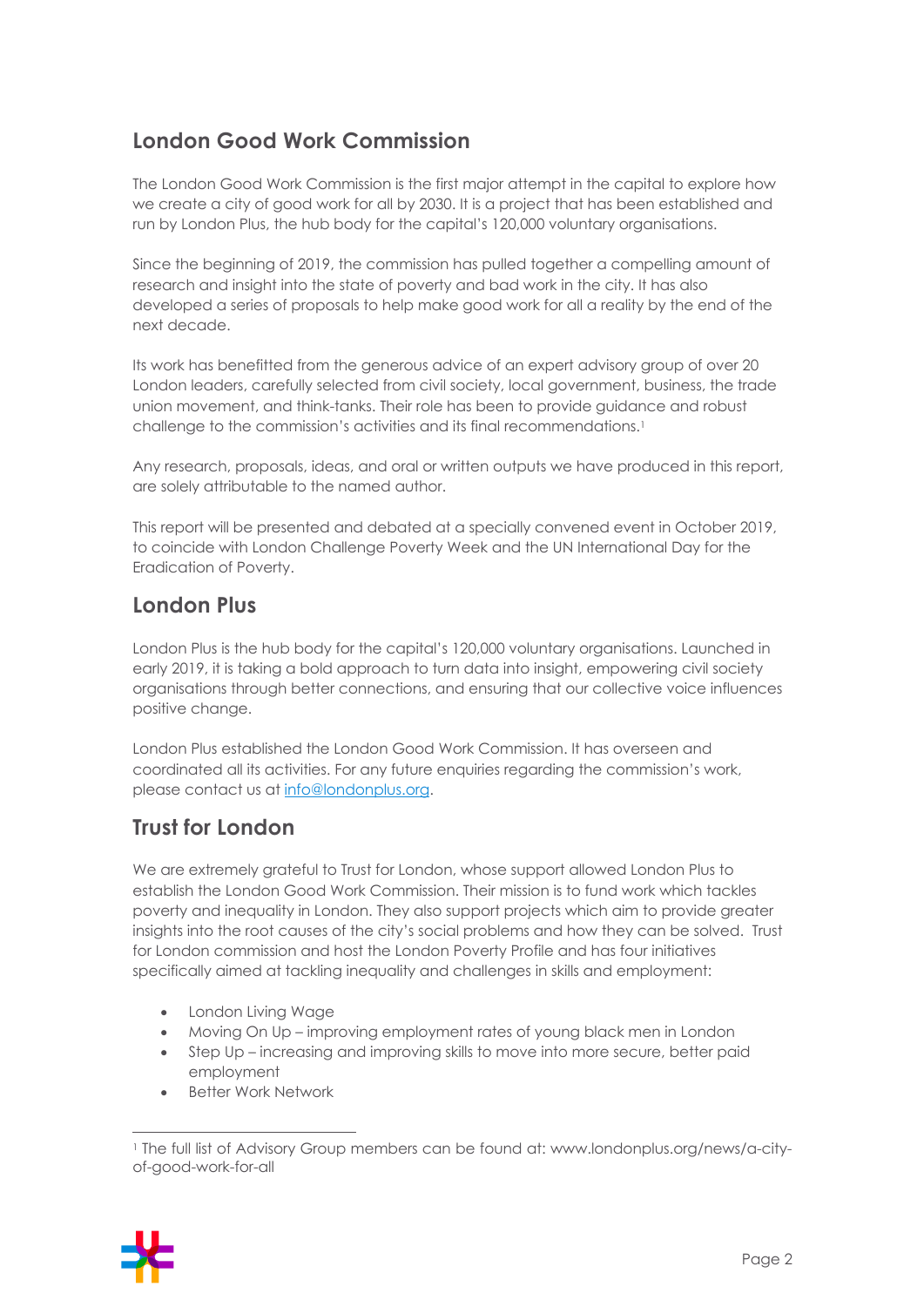## London Good Work Commission

The London Good Work Commission is the first major attempt in the capital to explore how we create a city of good work for all by 2030. It is a project that has been established and run by London Plus, the hub body for the capital's 120,000 voluntary organisations.

Since the beginning of 2019, the commission has pulled together a compelling amount of research and insight into the state of poverty and bad work in the city. It has also developed a series of proposals to help make good work for all a reality by the end of the next decade.

Its work has benefitted from the generous advice of an expert advisory group of over 20 London leaders, carefully selected from civil society, local government, business, the trade union movement, and think-tanks. Their role has been to provide guidance and robust challenge to the commission's activities and its final recommendations.[1]

Any research, proposals, ideas, and oral or written outputs we have produced in this report, are solely attributable to the named author.

This report will be presented and debated at a specially convened event in October 2019, to coincide with London Challenge Poverty Week and the UN International Day for the Eradication of Poverty.

## London Plus

London Plus is the hub body for the capital's 120,000 voluntary organisations. Launched in early 2019, it is taking a bold approach to turn data into insight, empowering civil society organisations through better connections, and ensuring that our collective voice influences positive change.

London Plus established the London Good Work Commission. It has overseen and coordinated all its activities. For any future enquiries regarding the commission's work, please contact us at info@londonplus.org.

## Trust for London

We are extremely grateful to Trust for London, whose support allowed London Plus to establish the London Good Work Commission. Their mission is to fund work which tackles poverty and inequality in London. They also support projects which aim to provide greater insights into the root causes of the city's social problems and how they can be solved. Trust for London commission and host the London Poverty Profile and has four initiatives specifically aimed at tackling inequality and challenges in skills and employment:

- London Living Wage
- Moving On Up – improving employment rates of young black men in London
- Step Up – increasing and improving skills to move into more secure, better paid employment
- Better Work Network

[1] The full list of Advisory Group members can be found at: www.londonplus.org/news/a-city-of-good-work-for-all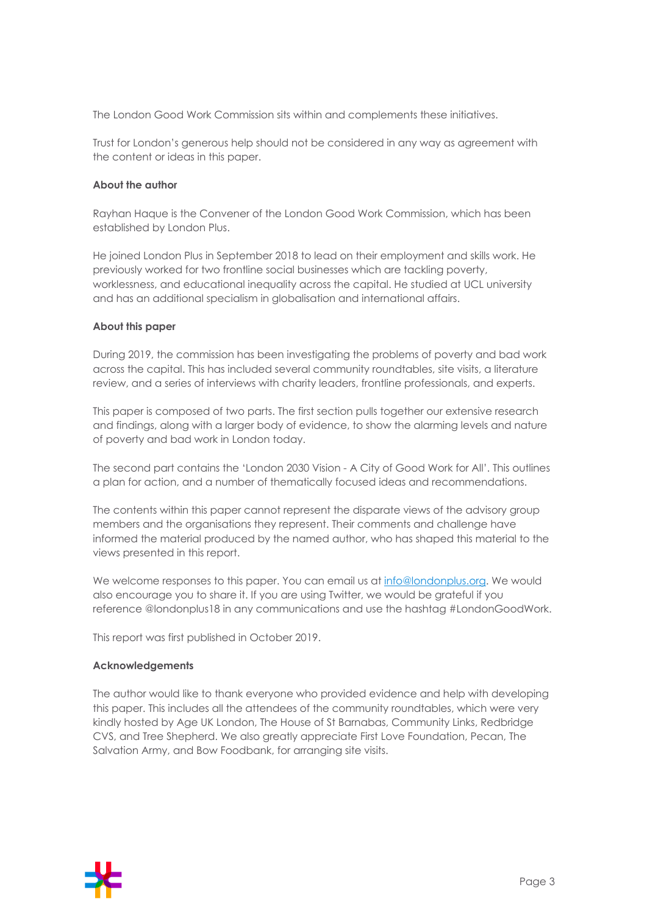The London Good Work Commission sits within and complements these initiatives.

Trust for London's generous help should not be considered in any way as agreement with the content or ideas in this paper.

**About the author**

Rayhan Haque is the Convener of the London Good Work Commission, which has been established by London Plus.

He joined London Plus in September 2018 to lead on their employment and skills work. He previously worked for two frontline social businesses which are tackling poverty, worklessness, and educational inequality across the capital. He studied at UCL university and has an additional specialism in globalisation and international affairs.

**About this paper**

During 2019, the commission has been investigating the problems of poverty and bad work across the capital. This has included several community roundtables, site visits, a literature review, and a series of interviews with charity leaders, frontline professionals, and experts.

This paper is composed of two parts. The first section pulls together our extensive research and findings, along with a larger body of evidence, to show the alarming levels and nature of poverty and bad work in London today.

The second part contains the 'London 2030 Vision - A City of Good Work for All'. This outlines a plan for action, and a number of thematically focused ideas and recommendations.

The contents within this paper cannot represent the disparate views of the advisory group members and the organisations they represent. Their comments and challenge have informed the material produced by the named author, who has shaped this material to the views presented in this report.

We welcome responses to this paper. You can email us at [info@londonplus.org](mailto:info@londonplus.org). We would also encourage you to share it. If you are using Twitter, we would be grateful if you reference @londonplus18 in any communications and use the hashtag #LondonGoodWork.

This report was first published in October 2019.

**Acknowledgements**

The author would like to thank everyone who provided evidence and help with developing this paper. This includes all the attendees of the community roundtables, which were very kindly hosted by Age UK London, The House of St Barnabas, Community Links, Redbridge CVS, and Tree Shepherd. We also greatly appreciate First Love Foundation, Pecan, The Salvation Army, and Bow Foodbank, for arranging site visits.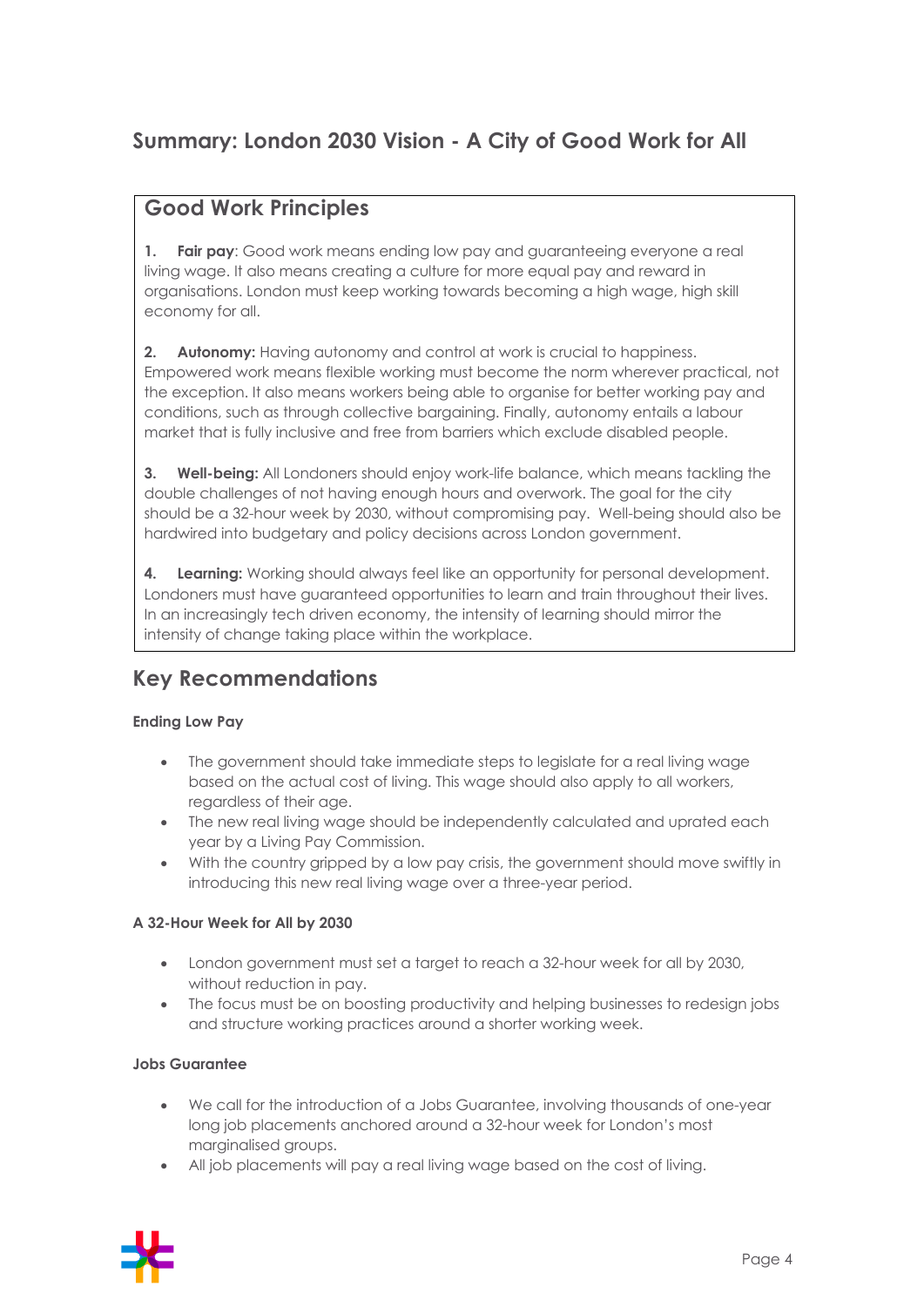## Summary: London 2030 Vision - A City of Good Work for All

### Good Work Principles

1. **Fair pay**: Good work means ending low pay and guaranteeing everyone a real living wage. It also means creating a culture for more equal pay and reward in organisations. London must keep working towards becoming a high wage, high skill economy for all.

2. **Autonomy:** Having autonomy and control at work is crucial to happiness. Empowered work means flexible working must become the norm wherever practical, not the exception. It also means workers being able to organise for better working pay and conditions, such as through collective bargaining. Finally, autonomy entails a labour market that is fully inclusive and free from barriers which exclude disabled people.

3. **Well-being:** All Londoners should enjoy work-life balance, which means tackling the double challenges of not having enough hours and overwork. The goal for the city should be a 32-hour week by 2030, without compromising pay. Well-being should also be hardwired into budgetary and policy decisions across London government.

4. **Learning:** Working should always feel like an opportunity for personal development. Londoners must have guaranteed opportunities to learn and train throughout their lives. In an increasingly tech driven economy, the intensity of learning should mirror the intensity of change taking place within the workplace.

## Key Recommendations

#### Ending Low Pay

- The government should take immediate steps to legislate for a real living wage based on the actual cost of living. This wage should also apply to all workers, regardless of their age.
- The new real living wage should be independently calculated and uprated each year by a Living Pay Commission.
- With the country gripped by a low pay crisis, the government should move swiftly in introducing this new real living wage over a three-year period.

#### A 32-Hour Week for All by 2030

- London government must set a target to reach a 32-hour week for all by 2030, without reduction in pay.
- The focus must be on boosting productivity and helping businesses to redesign jobs and structure working practices around a shorter working week.

#### Jobs Guarantee

- We call for the introduction of a Jobs Guarantee, involving thousands of one-year long job placements anchored around a 32-hour week for London's most marginalised groups.
- All job placements will pay a real living wage based on the cost of living.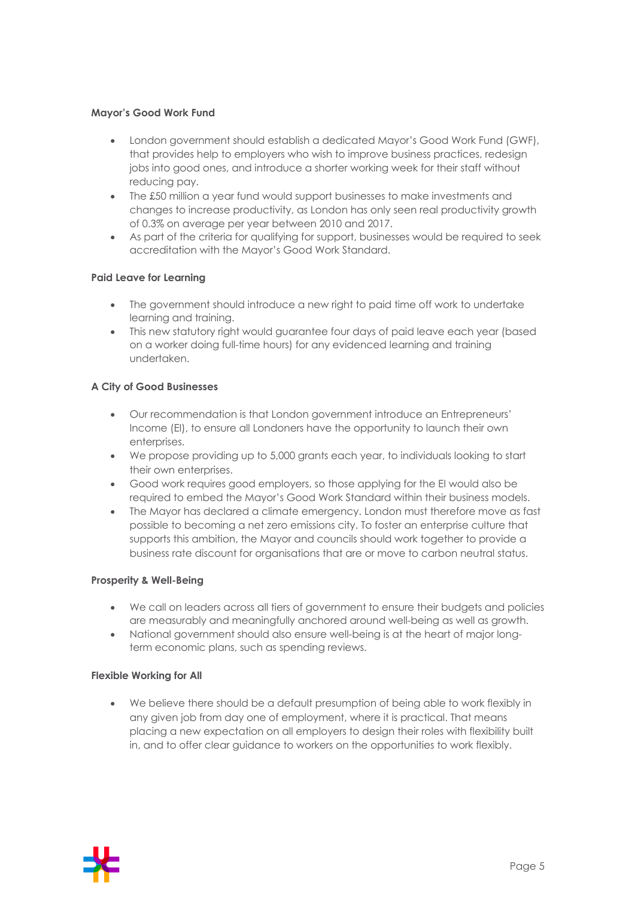**Mayor's Good Work Fund**

- London government should establish a dedicated Mayor's Good Work Fund (GWF), that provides help to employers who wish to improve business practices, redesign jobs into good ones, and introduce a shorter working week for their staff without reducing pay.
- The £50 million a year fund would support businesses to make investments and changes to increase productivity, as London has only seen real productivity growth of 0.3% on average per year between 2010 and 2017.
- As part of the criteria for qualifying for support, businesses would be required to seek accreditation with the Mayor's Good Work Standard.

**Paid Leave for Learning**

- The government should introduce a new right to paid time off work to undertake learning and training.
- This new statutory right would guarantee four days of paid leave each year (based on a worker doing full-time hours) for any evidenced learning and training undertaken.

**A City of Good Businesses**

- Our recommendation is that London government introduce an Entrepreneurs' Income (EI), to ensure all Londoners have the opportunity to launch their own enterprises.
- We propose providing up to 5,000 grants each year, to individuals looking to start their own enterprises.
- Good work requires good employers, so those applying for the EI would also be required to embed the Mayor's Good Work Standard within their business models.
- The Mayor has declared a climate emergency. London must therefore move as fast possible to becoming a net zero emissions city. To foster an enterprise culture that supports this ambition, the Mayor and councils should work together to provide a business rate discount for organisations that are or move to carbon neutral status.

**Prosperity & Well-Being**

- We call on leaders across all tiers of government to ensure their budgets and policies are measurably and meaningfully anchored around well-being as well as growth.
- National government should also ensure well-being is at the heart of major long-term economic plans, such as spending reviews.

**Flexible Working for All**

- We believe there should be a default presumption of being able to work flexibly in any given job from day one of employment, where it is practical. That means placing a new expectation on all employers to design their roles with flexibility built in, and to offer clear guidance to workers on the opportunities to work flexibly.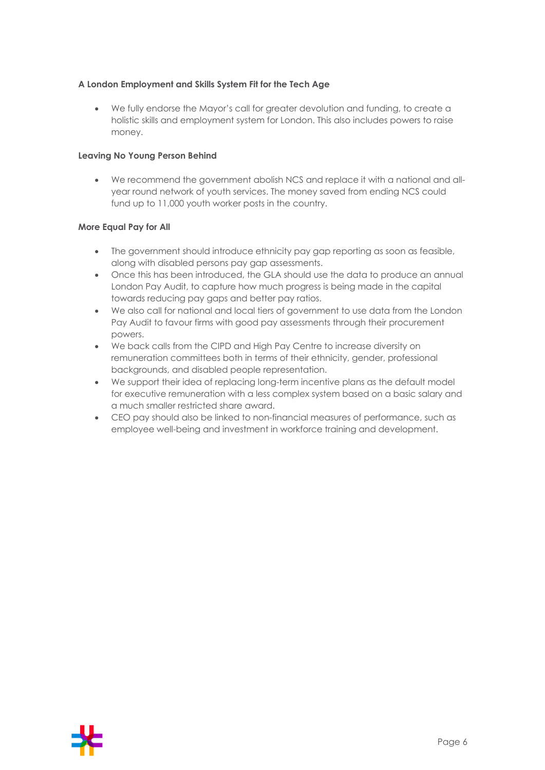**A London Employment and Skills System Fit for the Tech Age**

- We fully endorse the Mayor's call for greater devolution and funding, to create a holistic skills and employment system for London. This also includes powers to raise money.

**Leaving No Young Person Behind**

- We recommend the government abolish NCS and replace it with a national and all-year round network of youth services. The money saved from ending NCS could fund up to 11,000 youth worker posts in the country.

**More Equal Pay for All**

- The government should introduce ethnicity pay gap reporting as soon as feasible, along with disabled persons pay gap assessments.
- Once this has been introduced, the GLA should use the data to produce an annual London Pay Audit, to capture how much progress is being made in the capital towards reducing pay gaps and better pay ratios.
- We also call for national and local tiers of government to use data from the London Pay Audit to favour firms with good pay assessments through their procurement powers.
- We back calls from the CIPD and High Pay Centre to increase diversity on remuneration committees both in terms of their ethnicity, gender, professional backgrounds, and disabled people representation.
- We support their idea of replacing long-term incentive plans as the default model for executive remuneration with a less complex system based on a basic salary and a much smaller restricted share award.
- CEO pay should also be linked to non-financial measures of performance, such as employee well-being and investment in workforce training and development.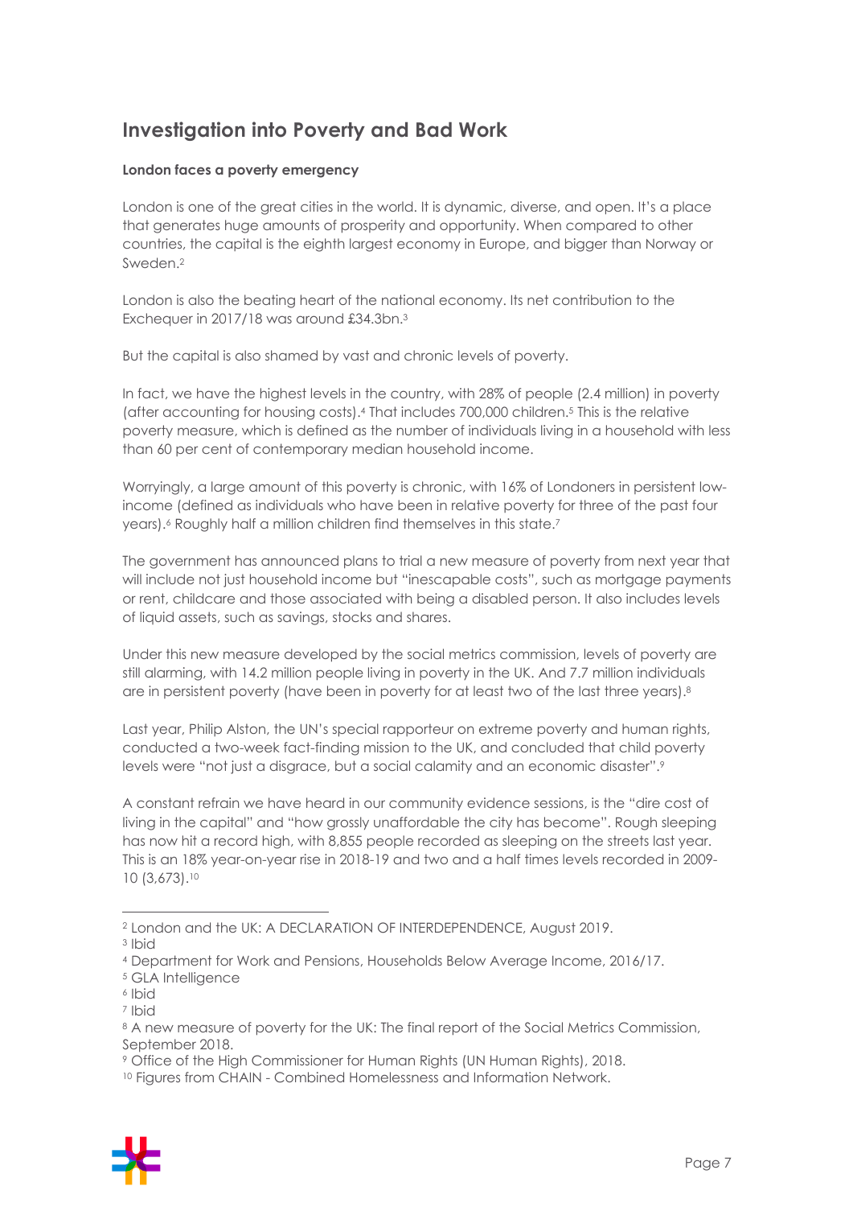## Investigation into Poverty and Bad Work

**London faces a poverty emergency**

London is one of the great cities in the world. It is dynamic, diverse, and open. It's a place that generates huge amounts of prosperity and opportunity. When compared to other countries, the capital is the eighth largest economy in Europe, and bigger than Norway or Sweden.[2]

London is also the beating heart of the national economy. Its net contribution to the Exchequer in 2017/18 was around £34.3bn.[3]

But the capital is also shamed by vast and chronic levels of poverty.

In fact, we have the highest levels in the country, with 28% of people (2.4 million) in poverty (after accounting for housing costs).[4] That includes 700,000 children.[5] This is the relative poverty measure, which is defined as the number of individuals living in a household with less than 60 per cent of contemporary median household income.

Worryingly, a large amount of this poverty is chronic, with 16% of Londoners in persistent low-income (defined as individuals who have been in relative poverty for three of the past four years).[6] Roughly half a million children find themselves in this state.[7]

The government has announced plans to trial a new measure of poverty from next year that will include not just household income but "inescapable costs", such as mortgage payments or rent, childcare and those associated with being a disabled person. It also includes levels of liquid assets, such as savings, stocks and shares.

Under this new measure developed by the social metrics commission, levels of poverty are still alarming, with 14.2 million people living in poverty in the UK. And 7.7 million individuals are in persistent poverty (have been in poverty for at least two of the last three years).[8]

Last year, Philip Alston, the UN's special rapporteur on extreme poverty and human rights, conducted a two-week fact-finding mission to the UK, and concluded that child poverty levels were "not just a disgrace, but a social calamity and an economic disaster".[9]

A constant refrain we have heard in our community evidence sessions, is the "dire cost of living in the capital" and "how grossly unaffordable the city has become". Rough sleeping has now hit a record high, with 8,855 people recorded as sleeping on the streets last year. This is an 18% year-on-year rise in 2018-19 and two and a half times levels recorded in 2009-10 (3,673).[10]

---

[2] London and the UK: A DECLARATION OF INTERDEPENDENCE, August 2019.
[3] Ibid
[4] Department for Work and Pensions, Households Below Average Income, 2016/17.
[5] GLA Intelligence
[6] Ibid
[7] Ibid
[8] A new measure of poverty for the UK: The final report of the Social Metrics Commission, September 2018.
[9] Office of the High Commissioner for Human Rights (UN Human Rights), 2018.
[10] Figures from CHAIN - Combined Homelessness and Information Network.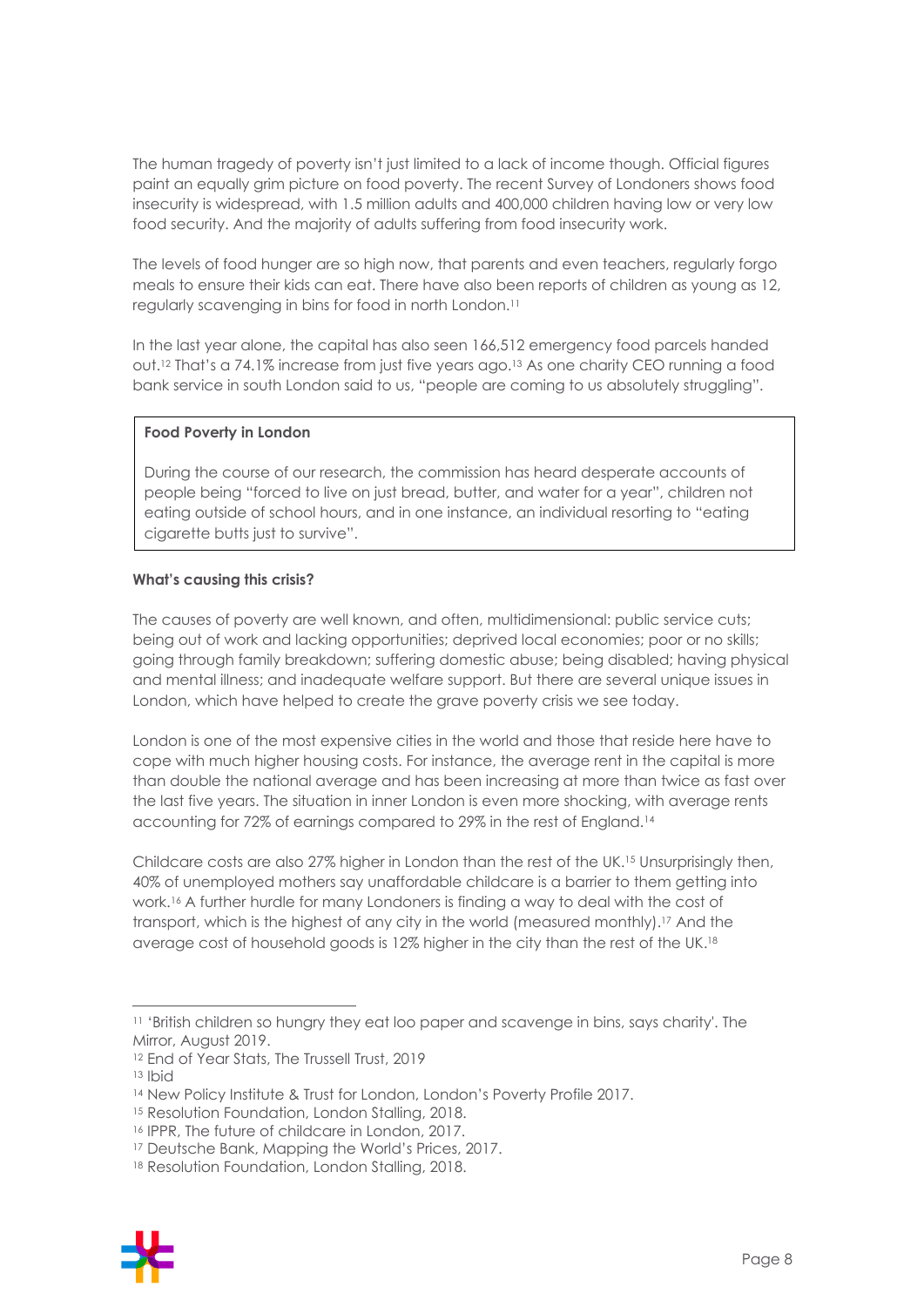The human tragedy of poverty isn't just limited to a lack of income though. Official figures paint an equally grim picture on food poverty. The recent Survey of Londoners shows food insecurity is widespread, with 1.5 million adults and 400,000 children having low or very low food security. And the majority of adults suffering from food insecurity work.

The levels of food hunger are so high now, that parents and even teachers, regularly forgo meals to ensure their kids can eat. There have also been reports of children as young as 12, regularly scavenging in bins for food in north London.[11]

In the last year alone, the capital has also seen 166,512 emergency food parcels handed out.[12] That's a 74.1% increase from just five years ago.[13] As one charity CEO running a food bank service in south London said to us, "people are coming to us absolutely struggling".

> **Food Poverty in London**
>
> During the course of our research, the commission has heard desperate accounts of people being "forced to live on just bread, butter, and water for a year", children not eating outside of school hours, and in one instance, an individual resorting to "eating cigarette butts just to survive".

**What's causing this crisis?**

The causes of poverty are well known, and often, multidimensional: public service cuts; being out of work and lacking opportunities; deprived local economies; poor or no skills; going through family breakdown; suffering domestic abuse; being disabled; having physical and mental illness; and inadequate welfare support. But there are several unique issues in London, which have helped to create the grave poverty crisis we see today.

London is one of the most expensive cities in the world and those that reside here have to cope with much higher housing costs. For instance, the average rent in the capital is more than double the national average and has been increasing at more than twice as fast over the last five years. The situation in inner London is even more shocking, with average rents accounting for 72% of earnings compared to 29% in the rest of England.[14]

Childcare costs are also 27% higher in London than the rest of the UK.[15] Unsurprisingly then, 40% of unemployed mothers say unaffordable childcare is a barrier to them getting into work.[16] A further hurdle for many Londoners is finding a way to deal with the cost of transport, which is the highest of any city in the world (measured monthly).[17] And the average cost of household goods is 12% higher in the city than the rest of the UK.[18]

---

[11] 'British children so hungry they eat loo paper and scavenge in bins, says charity'. The Mirror, August 2019.
[12] End of Year Stats, The Trussell Trust, 2019
[13] Ibid
[14] New Policy Institute & Trust for London, London's Poverty Profile 2017.
[15] Resolution Foundation, London Stalling, 2018.
[16] IPPR, The future of childcare in London, 2017.
[17] Deutsche Bank, Mapping the World's Prices, 2017.
[18] Resolution Foundation, London Stalling, 2018.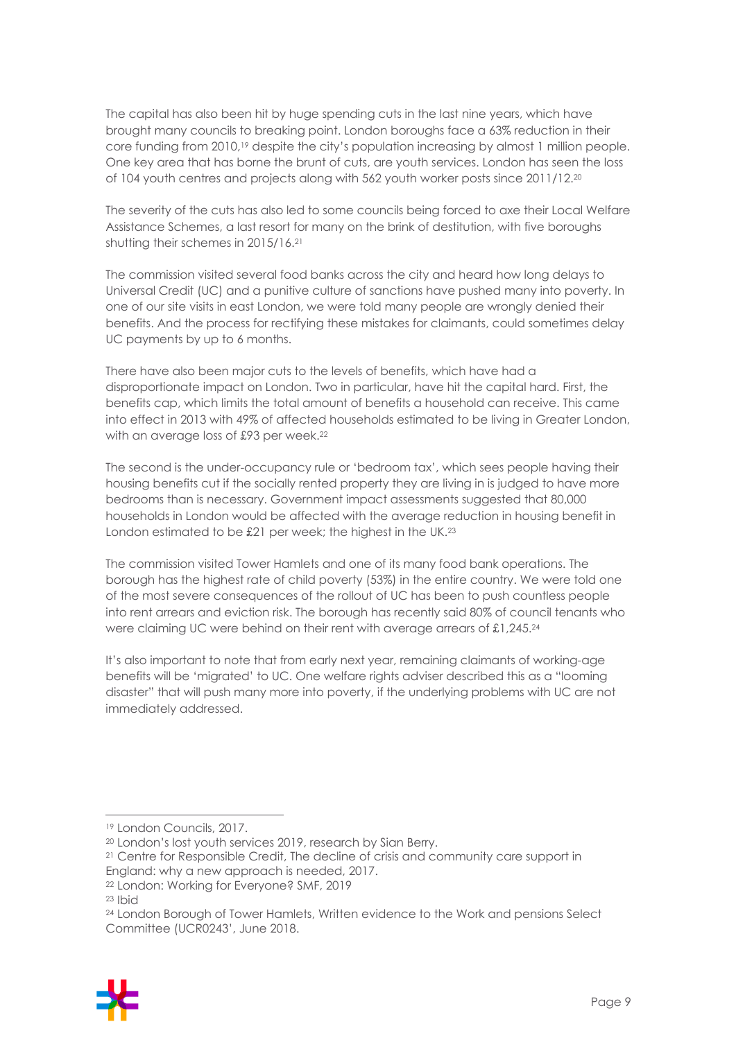The capital has also been hit by huge spending cuts in the last nine years, which have brought many councils to breaking point. London boroughs face a 63% reduction in their core funding from 2010,[19] despite the city's population increasing by almost 1 million people. One key area that has borne the brunt of cuts, are youth services. London has seen the loss of 104 youth centres and projects along with 562 youth worker posts since 2011/12.[20]

The severity of the cuts has also led to some councils being forced to axe their Local Welfare Assistance Schemes, a last resort for many on the brink of destitution, with five boroughs shutting their schemes in 2015/16.[21]

The commission visited several food banks across the city and heard how long delays to Universal Credit (UC) and a punitive culture of sanctions have pushed many into poverty. In one of our site visits in east London, we were told many people are wrongly denied their benefits. And the process for rectifying these mistakes for claimants, could sometimes delay UC payments by up to 6 months.

There have also been major cuts to the levels of benefits, which have had a disproportionate impact on London. Two in particular, have hit the capital hard. First, the benefits cap, which limits the total amount of benefits a household can receive. This came into effect in 2013 with 49% of affected households estimated to be living in Greater London, with an average loss of £93 per week.[22]

The second is the under-occupancy rule or 'bedroom tax', which sees people having their housing benefits cut if the socially rented property they are living in is judged to have more bedrooms than is necessary. Government impact assessments suggested that 80,000 households in London would be affected with the average reduction in housing benefit in London estimated to be £21 per week; the highest in the UK.[23]

The commission visited Tower Hamlets and one of its many food bank operations. The borough has the highest rate of child poverty (53%) in the entire country. We were told one of the most severe consequences of the rollout of UC has been to push countless people into rent arrears and eviction risk. The borough has recently said 80% of council tenants who were claiming UC were behind on their rent with average arrears of £1,245.[24]

It's also important to note that from early next year, remaining claimants of working-age benefits will be 'migrated' to UC. One welfare rights adviser described this as a "looming disaster" that will push many more into poverty, if the underlying problems with UC are not immediately addressed.

---

[19] London Councils, 2017.

[20] London's lost youth services 2019, research by Sian Berry.

[21] Centre for Responsible Credit, The decline of crisis and community care support in England: why a new approach is needed, 2017.

[22] London: Working for Everyone? SMF, 2019

[23] Ibid

[24] London Borough of Tower Hamlets, Written evidence to the Work and pensions Select Committee (UCR0243', June 2018.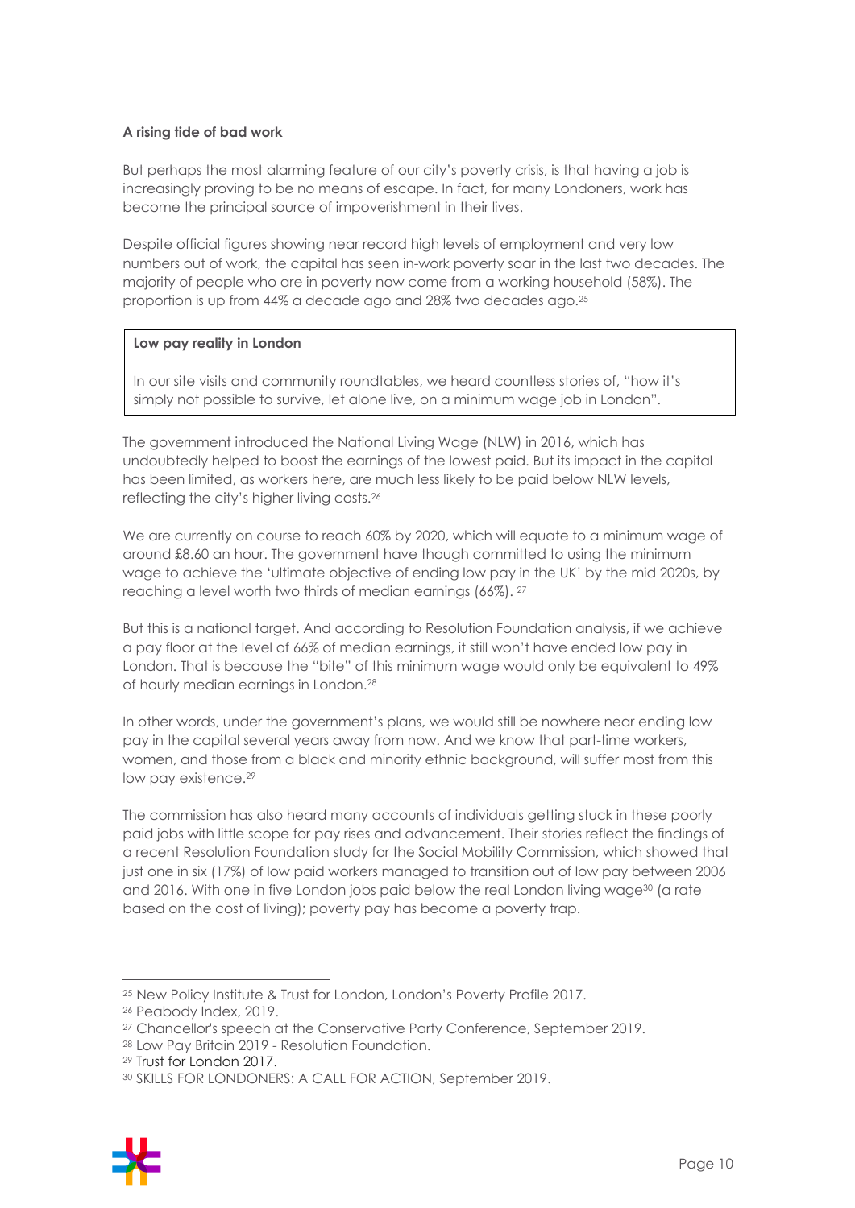**A rising tide of bad work**

But perhaps the most alarming feature of our city's poverty crisis, is that having a job is increasingly proving to be no means of escape. In fact, for many Londoners, work has become the principal source of impoverishment in their lives.

Despite official figures showing near record high levels of employment and very low numbers out of work, the capital has seen in-work poverty soar in the last two decades. The majority of people who are in poverty now come from a working household (58%). The proportion is up from 44% a decade ago and 28% two decades ago.[25]

> **Low pay reality in London**
>
> In our site visits and community roundtables, we heard countless stories of, "how it's simply not possible to survive, let alone live, on a minimum wage job in London".

The government introduced the National Living Wage (NLW) in 2016, which has undoubtedly helped to boost the earnings of the lowest paid. But its impact in the capital has been limited, as workers here, are much less likely to be paid below NLW levels, reflecting the city's higher living costs.[26]

We are currently on course to reach 60% by 2020, which will equate to a minimum wage of around £8.60 an hour. The government have though committed to using the minimum wage to achieve the 'ultimate objective of ending low pay in the UK' by the mid 2020s, by reaching a level worth two thirds of median earnings (66%). [27]

But this is a national target. And according to Resolution Foundation analysis, if we achieve a pay floor at the level of 66% of median earnings, it still won't have ended low pay in London. That is because the "bite" of this minimum wage would only be equivalent to 49% of hourly median earnings in London.[28]

In other words, under the government's plans, we would still be nowhere near ending low pay in the capital several years away from now. And we know that part-time workers, women, and those from a black and minority ethnic background, will suffer most from this low pay existence.[29]

The commission has also heard many accounts of individuals getting stuck in these poorly paid jobs with little scope for pay rises and advancement. Their stories reflect the findings of a recent Resolution Foundation study for the Social Mobility Commission, which showed that just one in six (17%) of low paid workers managed to transition out of low pay between 2006 and 2016. With one in five London jobs paid below the real London living wage[30] (a rate based on the cost of living); poverty pay has become a poverty trap.

---

[25] New Policy Institute & Trust for London, London's Poverty Profile 2017.

[26] Peabody Index, 2019.

[27] Chancellor's speech at the Conservative Party Conference, September 2019.

[28] Low Pay Britain 2019 - Resolution Foundation.

[29] Trust for London 2017.

[30] SKILLS FOR LONDONERS: A CALL FOR ACTION, September 2019.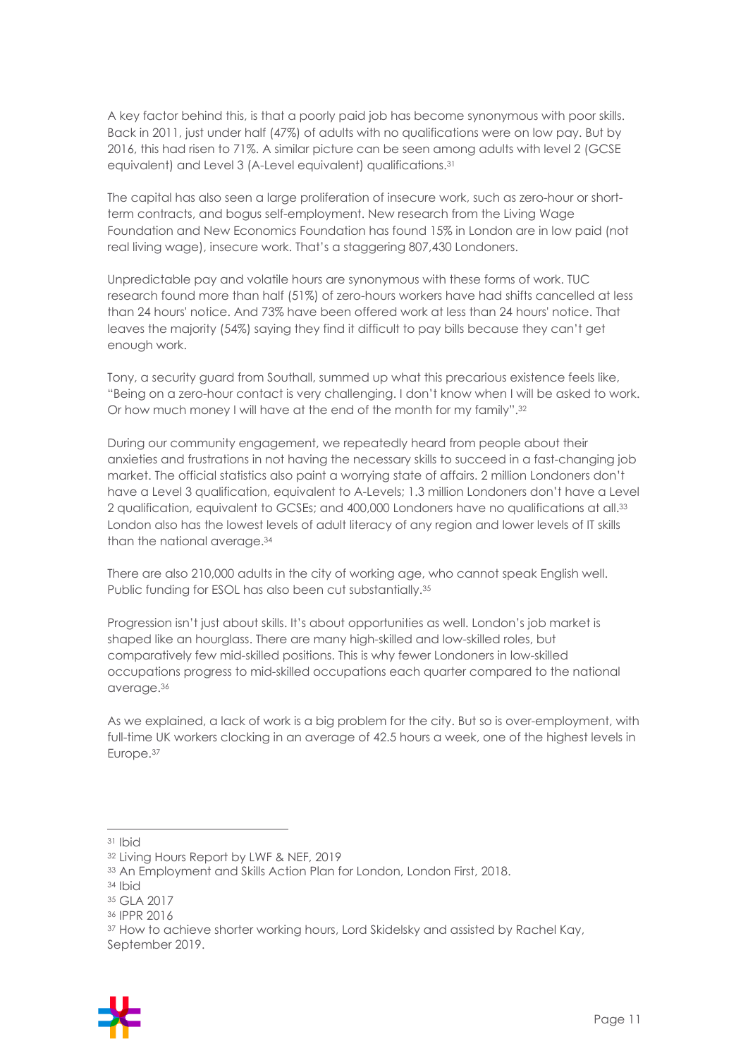A key factor behind this, is that a poorly paid job has become synonymous with poor skills. Back in 2011, just under half (47%) of adults with no qualifications were on low pay. But by 2016, this had risen to 71%. A similar picture can be seen among adults with level 2 (GCSE equivalent) and Level 3 (A-Level equivalent) qualifications.[31]

The capital has also seen a large proliferation of insecure work, such as zero-hour or short-term contracts, and bogus self-employment. New research from the Living Wage Foundation and New Economics Foundation has found 15% in London are in low paid (not real living wage), insecure work. That's a staggering 807,430 Londoners.

Unpredictable pay and volatile hours are synonymous with these forms of work. TUC research found more than half (51%) of zero-hours workers have had shifts cancelled at less than 24 hours' notice. And 73% have been offered work at less than 24 hours' notice. That leaves the majority (54%) saying they find it difficult to pay bills because they can't get enough work.

Tony, a security guard from Southall, summed up what this precarious existence feels like, "Being on a zero-hour contact is very challenging. I don't know when I will be asked to work. Or how much money I will have at the end of the month for my family".[32]

During our community engagement, we repeatedly heard from people about their anxieties and frustrations in not having the necessary skills to succeed in a fast-changing job market. The official statistics also paint a worrying state of affairs. 2 million Londoners don't have a Level 3 qualification, equivalent to A-Levels; 1.3 million Londoners don't have a Level 2 qualification, equivalent to GCSEs; and 400,000 Londoners have no qualifications at all.[33] London also has the lowest levels of adult literacy of any region and lower levels of IT skills than the national average.[34]

There are also 210,000 adults in the city of working age, who cannot speak English well. Public funding for ESOL has also been cut substantially.[35]

Progression isn't just about skills. It's about opportunities as well. London's job market is shaped like an hourglass. There are many high-skilled and low-skilled roles, but comparatively few mid-skilled positions. This is why fewer Londoners in low-skilled occupations progress to mid-skilled occupations each quarter compared to the national average.[36]

As we explained, a lack of work is a big problem for the city. But so is over-employment, with full-time UK workers clocking in an average of 42.5 hours a week, one of the highest levels in Europe.[37]

---

[31] Ibid

[32] Living Hours Report by LWF & NEF, 2019

[33] An Employment and Skills Action Plan for London, London First, 2018.

[34] Ibid

[35] GLA 2017

[36] IPPR 2016

[37] How to achieve shorter working hours, Lord Skidelsky and assisted by Rachel Kay, September 2019.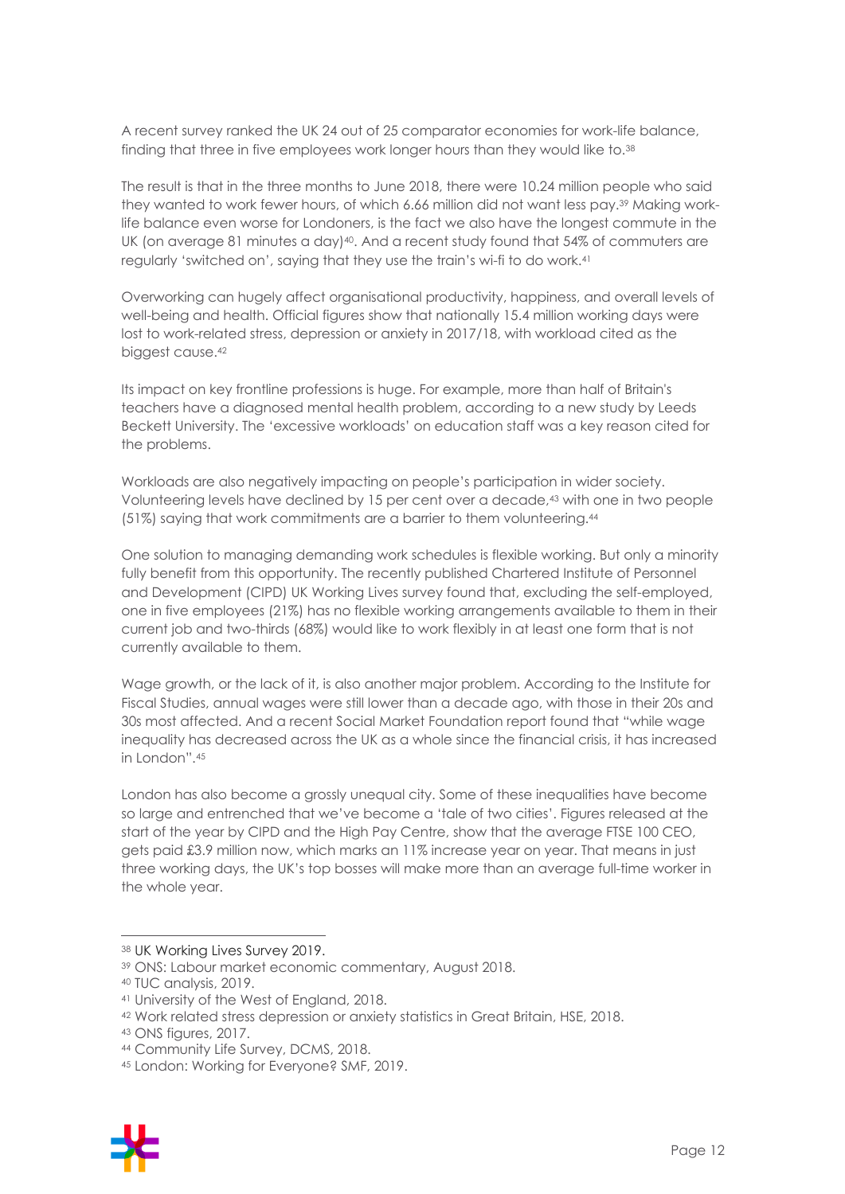A recent survey ranked the UK 24 out of 25 comparator economies for work-life balance, finding that three in five employees work longer hours than they would like to.[38]

The result is that in the three months to June 2018, there were 10.24 million people who said they wanted to work fewer hours, of which 6.66 million did not want less pay.[39] Making work-life balance even worse for Londoners, is the fact we also have the longest commute in the UK (on average 81 minutes a day)[40]. And a recent study found that 54% of commuters are regularly 'switched on', saying that they use the train's wi-fi to do work.[41]

Overworking can hugely affect organisational productivity, happiness, and overall levels of well-being and health. Official figures show that nationally 15.4 million working days were lost to work-related stress, depression or anxiety in 2017/18, with workload cited as the biggest cause.[42]

Its impact on key frontline professions is huge. For example, more than half of Britain's teachers have a diagnosed mental health problem, according to a new study by Leeds Beckett University. The 'excessive workloads' on education staff was a key reason cited for the problems.

Workloads are also negatively impacting on people's participation in wider society. Volunteering levels have declined by 15 per cent over a decade,[43] with one in two people (51%) saying that work commitments are a barrier to them volunteering.[44]

One solution to managing demanding work schedules is flexible working. But only a minority fully benefit from this opportunity. The recently published Chartered Institute of Personnel and Development (CIPD) UK Working Lives survey found that, excluding the self-employed, one in five employees (21%) has no flexible working arrangements available to them in their current job and two-thirds (68%) would like to work flexibly in at least one form that is not currently available to them.

Wage growth, or the lack of it, is also another major problem. According to the Institute for Fiscal Studies, annual wages were still lower than a decade ago, with those in their 20s and 30s most affected. And a recent Social Market Foundation report found that "while wage inequality has decreased across the UK as a whole since the financial crisis, it has increased in London".[45]

London has also become a grossly unequal city. Some of these inequalities have become so large and entrenched that we've become a 'tale of two cities'. Figures released at the start of the year by CIPD and the High Pay Centre, show that the average FTSE 100 CEO, gets paid £3.9 million now, which marks an 11% increase year on year. That means in just three working days, the UK's top bosses will make more than an average full-time worker in the whole year.

---

[38] UK Working Lives Survey 2019.

[39] ONS: Labour market economic commentary, August 2018.

[40] TUC analysis, 2019.

[41] University of the West of England, 2018.

[42] Work related stress depression or anxiety statistics in Great Britain, HSE, 2018.

[43] ONS figures, 2017.

[44] Community Life Survey, DCMS, 2018.

[45] London: Working for Everyone? SMF, 2019.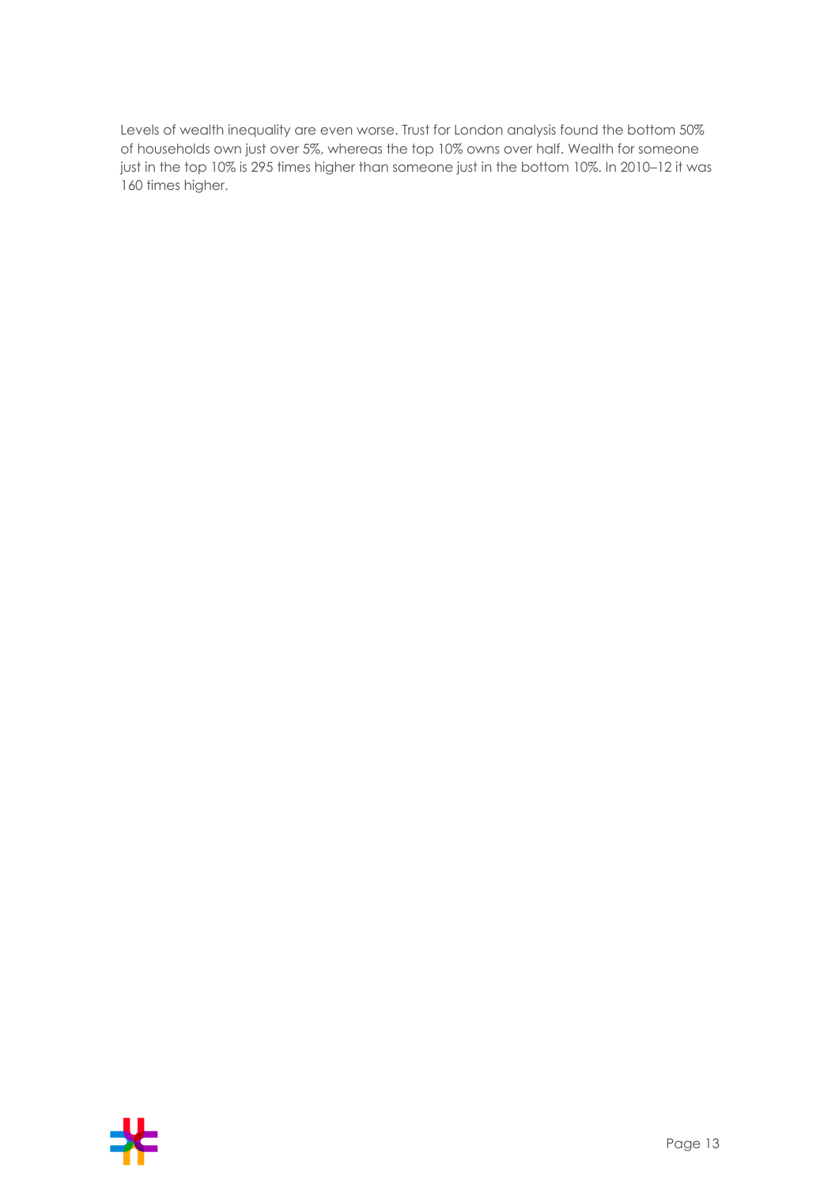Levels of wealth inequality are even worse. Trust for London analysis found the bottom 50% of households own just over 5%, whereas the top 10% owns over half. Wealth for someone just in the top 10% is 295 times higher than someone just in the bottom 10%. In 2010–12 it was 160 times higher.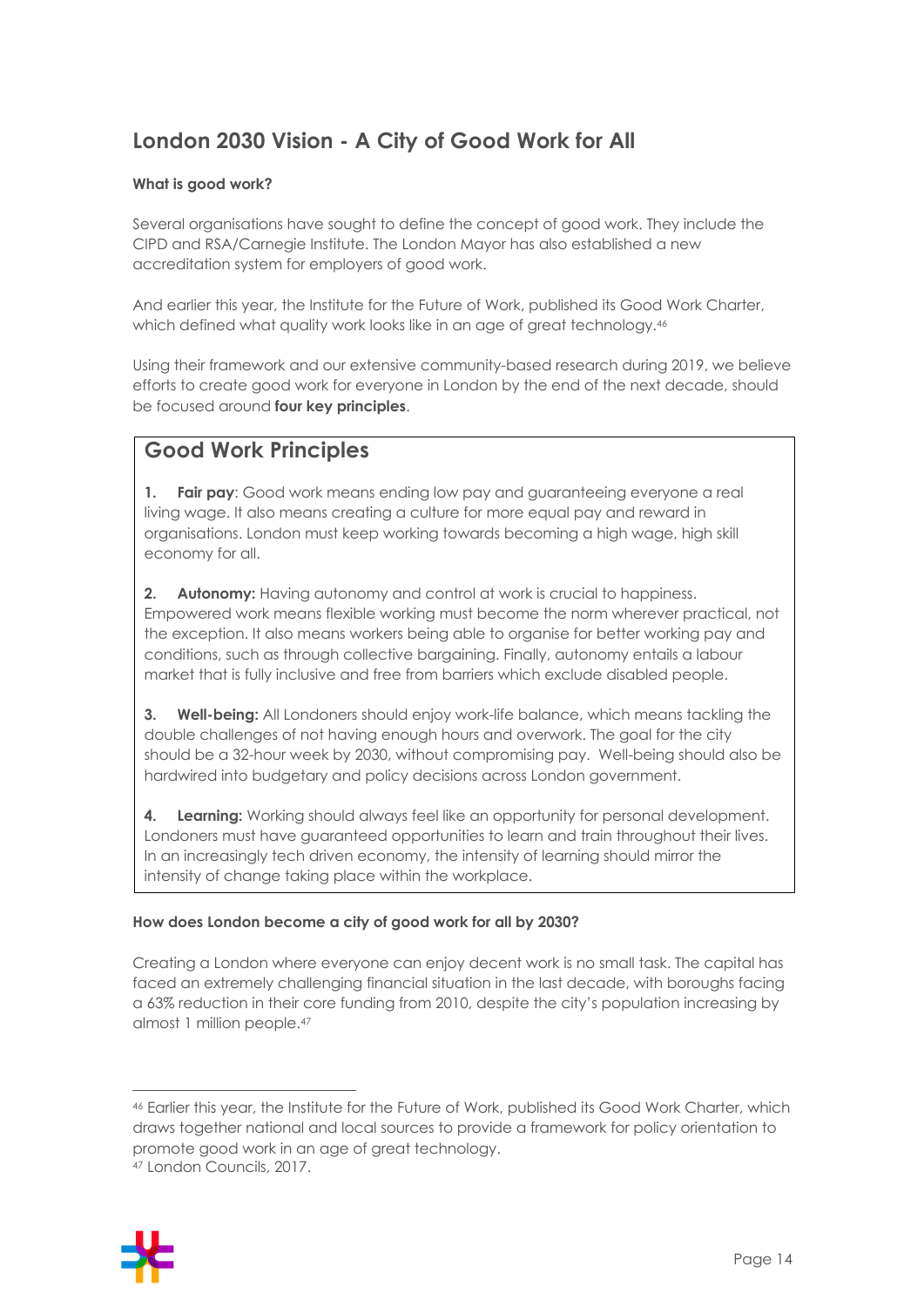## London 2030 Vision - A City of Good Work for All

**What is good work?**

Several organisations have sought to define the concept of good work. They include the CIPD and RSA/Carnegie Institute. The London Mayor has also established a new accreditation system for employers of good work.

And earlier this year, the Institute for the Future of Work, published its Good Work Charter, which defined what quality work looks like in an age of great technology.[46]

Using their framework and our extensive community-based research during 2019, we believe efforts to create good work for everyone in London by the end of the next decade, should be focused around **four key principles**.

### Good Work Principles

1. **Fair pay**: Good work means ending low pay and guaranteeing everyone a real living wage. It also means creating a culture for more equal pay and reward in organisations. London must keep working towards becoming a high wage, high skill economy for all.

2. **Autonomy:** Having autonomy and control at work is crucial to happiness. Empowered work means flexible working must become the norm wherever practical, not the exception. It also means workers being able to organise for better working pay and conditions, such as through collective bargaining. Finally, autonomy entails a labour market that is fully inclusive and free from barriers which exclude disabled people.

3. **Well-being:** All Londoners should enjoy work-life balance, which means tackling the double challenges of not having enough hours and overwork. The goal for the city should be a 32-hour week by 2030, without compromising pay. Well-being should also be hardwired into budgetary and policy decisions across London government.

4. **Learning:** Working should always feel like an opportunity for personal development. Londoners must have guaranteed opportunities to learn and train throughout their lives. In an increasingly tech driven economy, the intensity of learning should mirror the intensity of change taking place within the workplace.

**How does London become a city of good work for all by 2030?**

Creating a London where everyone can enjoy decent work is no small task. The capital has faced an extremely challenging financial situation in the last decade, with boroughs facing a 63% reduction in their core funding from 2010, despite the city's population increasing by almost 1 million people.[47]

---

[46] Earlier this year, the Institute for the Future of Work, published its Good Work Charter, which draws together national and local sources to provide a framework for policy orientation to promote good work in an age of great technology.

[47] London Councils, 2017.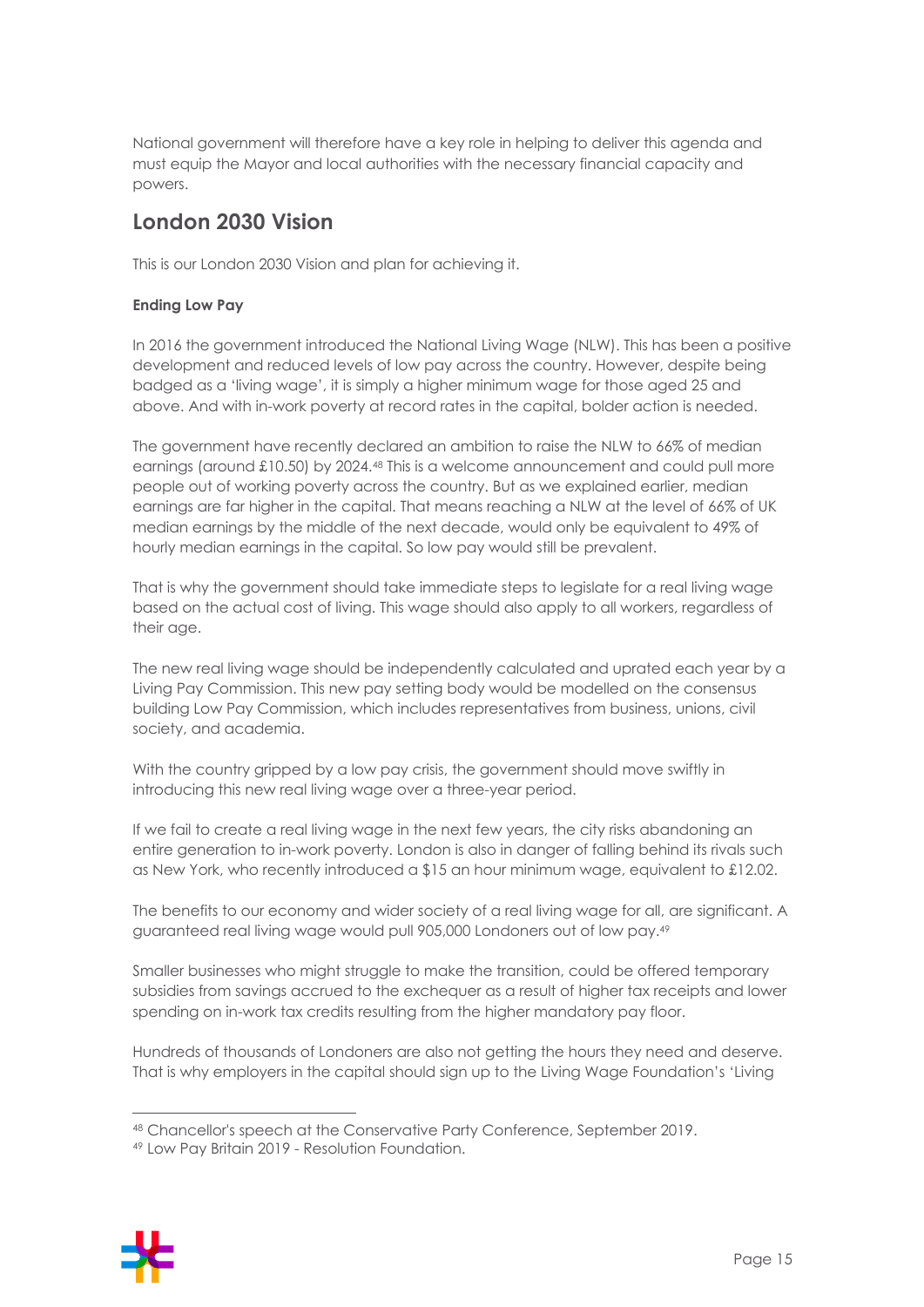National government will therefore have a key role in helping to deliver this agenda and must equip the Mayor and local authorities with the necessary financial capacity and powers.

## London 2030 Vision

This is our London 2030 Vision and plan for achieving it.

**Ending Low Pay**

In 2016 the government introduced the National Living Wage (NLW). This has been a positive development and reduced levels of low pay across the country. However, despite being badged as a 'living wage', it is simply a higher minimum wage for those aged 25 and above. And with in-work poverty at record rates in the capital, bolder action is needed.

The government have recently declared an ambition to raise the NLW to 66% of median earnings (around £10.50) by 2024.[48] This is a welcome announcement and could pull more people out of working poverty across the country. But as we explained earlier, median earnings are far higher in the capital. That means reaching a NLW at the level of 66% of UK median earnings by the middle of the next decade, would only be equivalent to 49% of hourly median earnings in the capital. So low pay would still be prevalent.

That is why the government should take immediate steps to legislate for a real living wage based on the actual cost of living. This wage should also apply to all workers, regardless of their age.

The new real living wage should be independently calculated and uprated each year by a Living Pay Commission. This new pay setting body would be modelled on the consensus building Low Pay Commission, which includes representatives from business, unions, civil society, and academia.

With the country gripped by a low pay crisis, the government should move swiftly in introducing this new real living wage over a three-year period.

If we fail to create a real living wage in the next few years, the city risks abandoning an entire generation to in-work poverty. London is also in danger of falling behind its rivals such as New York, who recently introduced a $15 an hour minimum wage, equivalent to £12.02.

The benefits to our economy and wider society of a real living wage for all, are significant. A guaranteed real living wage would pull 905,000 Londoners out of low pay.[49]

Smaller businesses who might struggle to make the transition, could be offered temporary subsidies from savings accrued to the exchequer as a result of higher tax receipts and lower spending on in-work tax credits resulting from the higher mandatory pay floor.

Hundreds of thousands of Londoners are also not getting the hours they need and deserve. That is why employers in the capital should sign up to the Living Wage Foundation's 'Living

---

[48] Chancellor's speech at the Conservative Party Conference, September 2019.

[49] Low Pay Britain 2019 - Resolution Foundation.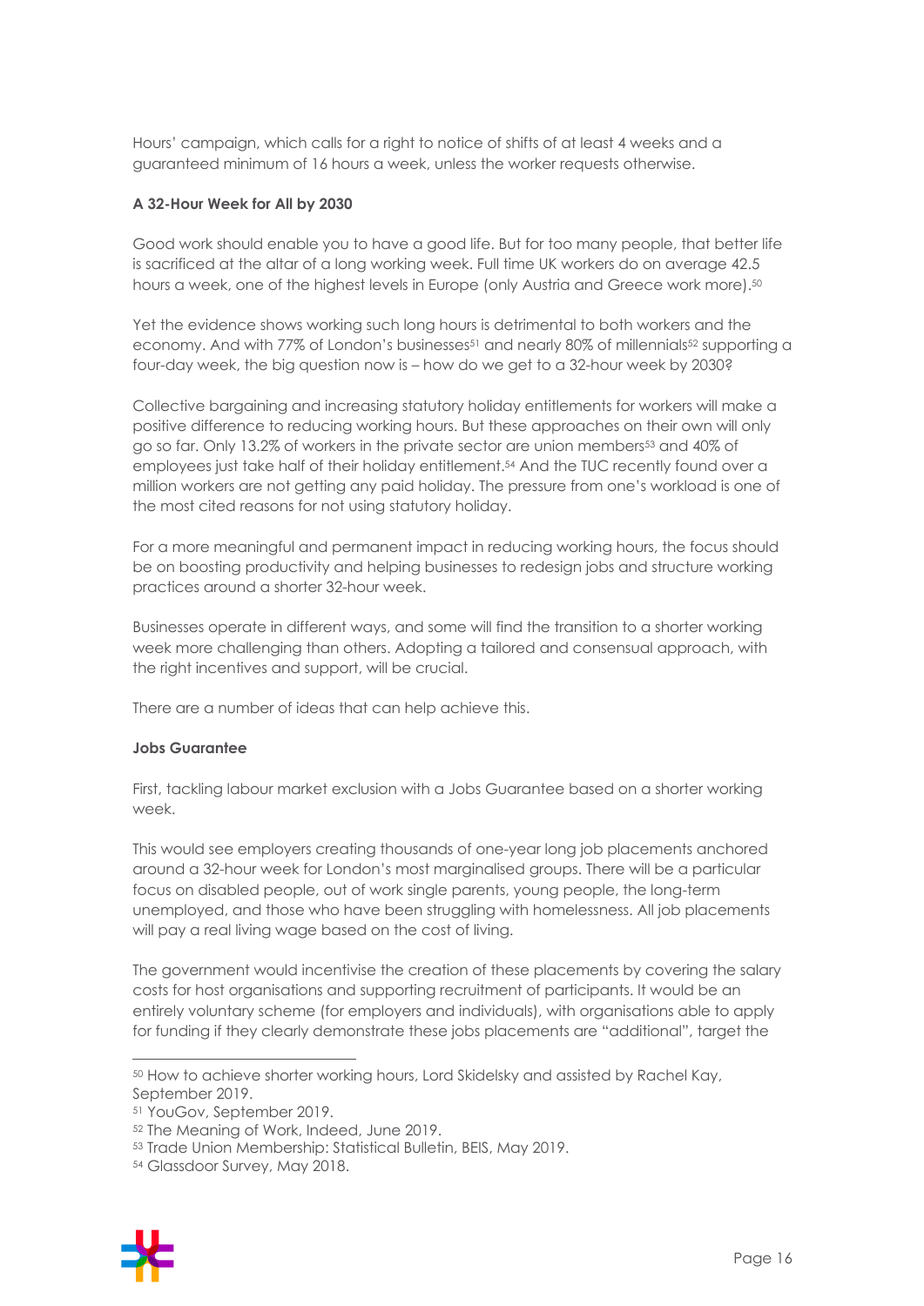Hours' campaign, which calls for a right to notice of shifts of at least 4 weeks and a guaranteed minimum of 16 hours a week, unless the worker requests otherwise.

**A 32-Hour Week for All by 2030**

Good work should enable you to have a good life. But for too many people, that better life is sacrificed at the altar of a long working week. Full time UK workers do on average 42.5 hours a week, one of the highest levels in Europe (only Austria and Greece work more).[50]

Yet the evidence shows working such long hours is detrimental to both workers and the economy. And with 77% of London's businesses[51] and nearly 80% of millennials[52] supporting a four-day week, the big question now is – how do we get to a 32-hour week by 2030?

Collective bargaining and increasing statutory holiday entitlements for workers will make a positive difference to reducing working hours. But these approaches on their own will only go so far. Only 13.2% of workers in the private sector are union members[53] and 40% of employees just take half of their holiday entitlement.[54] And the TUC recently found over a million workers are not getting any paid holiday. The pressure from one's workload is one of the most cited reasons for not using statutory holiday.

For a more meaningful and permanent impact in reducing working hours, the focus should be on boosting productivity and helping businesses to redesign jobs and structure working practices around a shorter 32-hour week.

Businesses operate in different ways, and some will find the transition to a shorter working week more challenging than others. Adopting a tailored and consensual approach, with the right incentives and support, will be crucial.

There are a number of ideas that can help achieve this.

**Jobs Guarantee**

First, tackling labour market exclusion with a Jobs Guarantee based on a shorter working week.

This would see employers creating thousands of one-year long job placements anchored around a 32-hour week for London's most marginalised groups. There will be a particular focus on disabled people, out of work single parents, young people, the long-term unemployed, and those who have been struggling with homelessness. All job placements will pay a real living wage based on the cost of living.

The government would incentivise the creation of these placements by covering the salary costs for host organisations and supporting recruitment of participants. It would be an entirely voluntary scheme (for employers and individuals), with organisations able to apply for funding if they clearly demonstrate these jobs placements are "additional", target the

---

[50] How to achieve shorter working hours, Lord Skidelsky and assisted by Rachel Kay, September 2019.

[51] YouGov, September 2019.

[52] The Meaning of Work, Indeed, June 2019.

[53] Trade Union Membership: Statistical Bulletin, BEIS, May 2019.

[54] Glassdoor Survey, May 2018.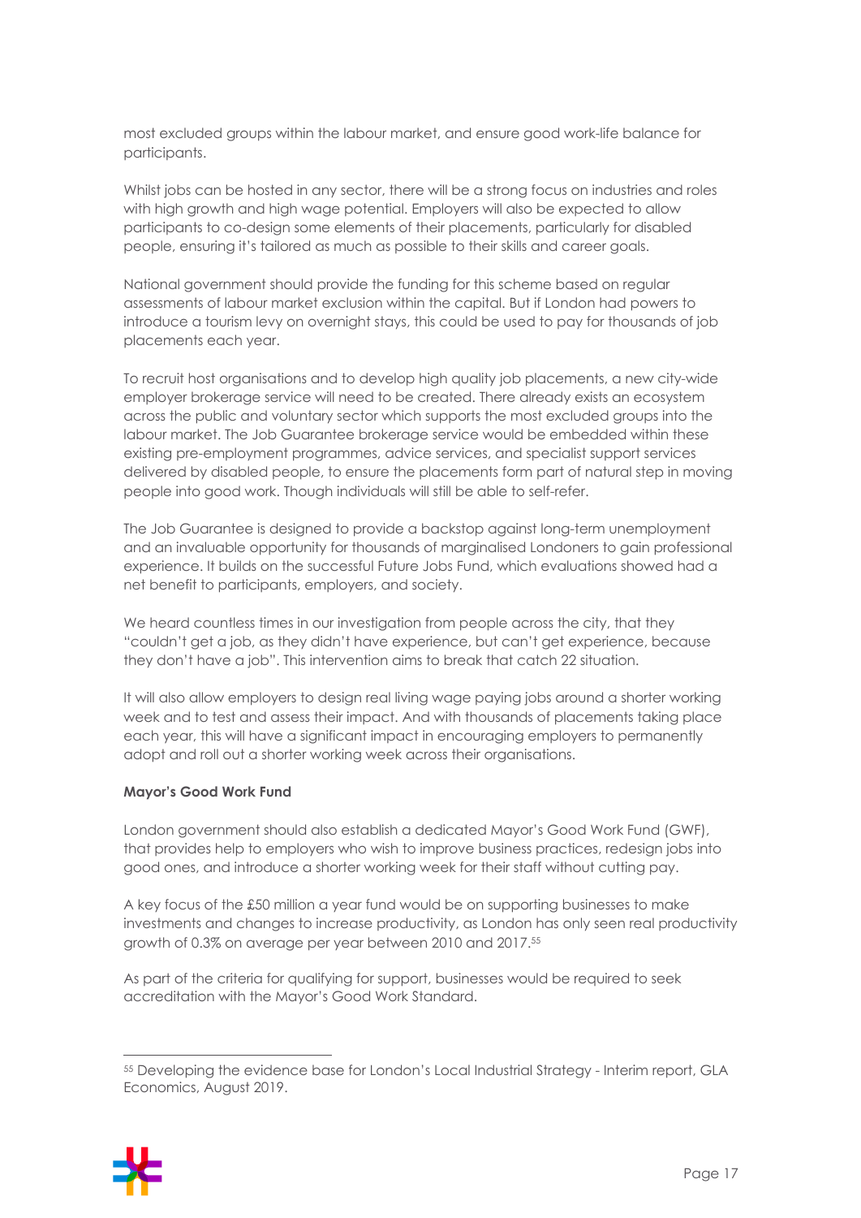most excluded groups within the labour market, and ensure good work-life balance for participants.

Whilst jobs can be hosted in any sector, there will be a strong focus on industries and roles with high growth and high wage potential. Employers will also be expected to allow participants to co-design some elements of their placements, particularly for disabled people, ensuring it's tailored as much as possible to their skills and career goals.

National government should provide the funding for this scheme based on regular assessments of labour market exclusion within the capital. But if London had powers to introduce a tourism levy on overnight stays, this could be used to pay for thousands of job placements each year.

To recruit host organisations and to develop high quality job placements, a new city-wide employer brokerage service will need to be created. There already exists an ecosystem across the public and voluntary sector which supports the most excluded groups into the labour market. The Job Guarantee brokerage service would be embedded within these existing pre-employment programmes, advice services, and specialist support services delivered by disabled people, to ensure the placements form part of natural step in moving people into good work. Though individuals will still be able to self-refer.

The Job Guarantee is designed to provide a backstop against long-term unemployment and an invaluable opportunity for thousands of marginalised Londoners to gain professional experience. It builds on the successful Future Jobs Fund, which evaluations showed had a net benefit to participants, employers, and society.

We heard countless times in our investigation from people across the city, that they "couldn't get a job, as they didn't have experience, but can't get experience, because they don't have a job". This intervention aims to break that catch 22 situation.

It will also allow employers to design real living wage paying jobs around a shorter working week and to test and assess their impact. And with thousands of placements taking place each year, this will have a significant impact in encouraging employers to permanently adopt and roll out a shorter working week across their organisations.

**Mayor's Good Work Fund**

London government should also establish a dedicated Mayor's Good Work Fund (GWF), that provides help to employers who wish to improve business practices, redesign jobs into good ones, and introduce a shorter working week for their staff without cutting pay.

A key focus of the £50 million a year fund would be on supporting businesses to make investments and changes to increase productivity, as London has only seen real productivity growth of 0.3% on average per year between 2010 and 2017.[55]

As part of the criteria for qualifying for support, businesses would be required to seek accreditation with the Mayor's Good Work Standard.

---

[55] Developing the evidence base for London's Local Industrial Strategy - Interim report, GLA Economics, August 2019.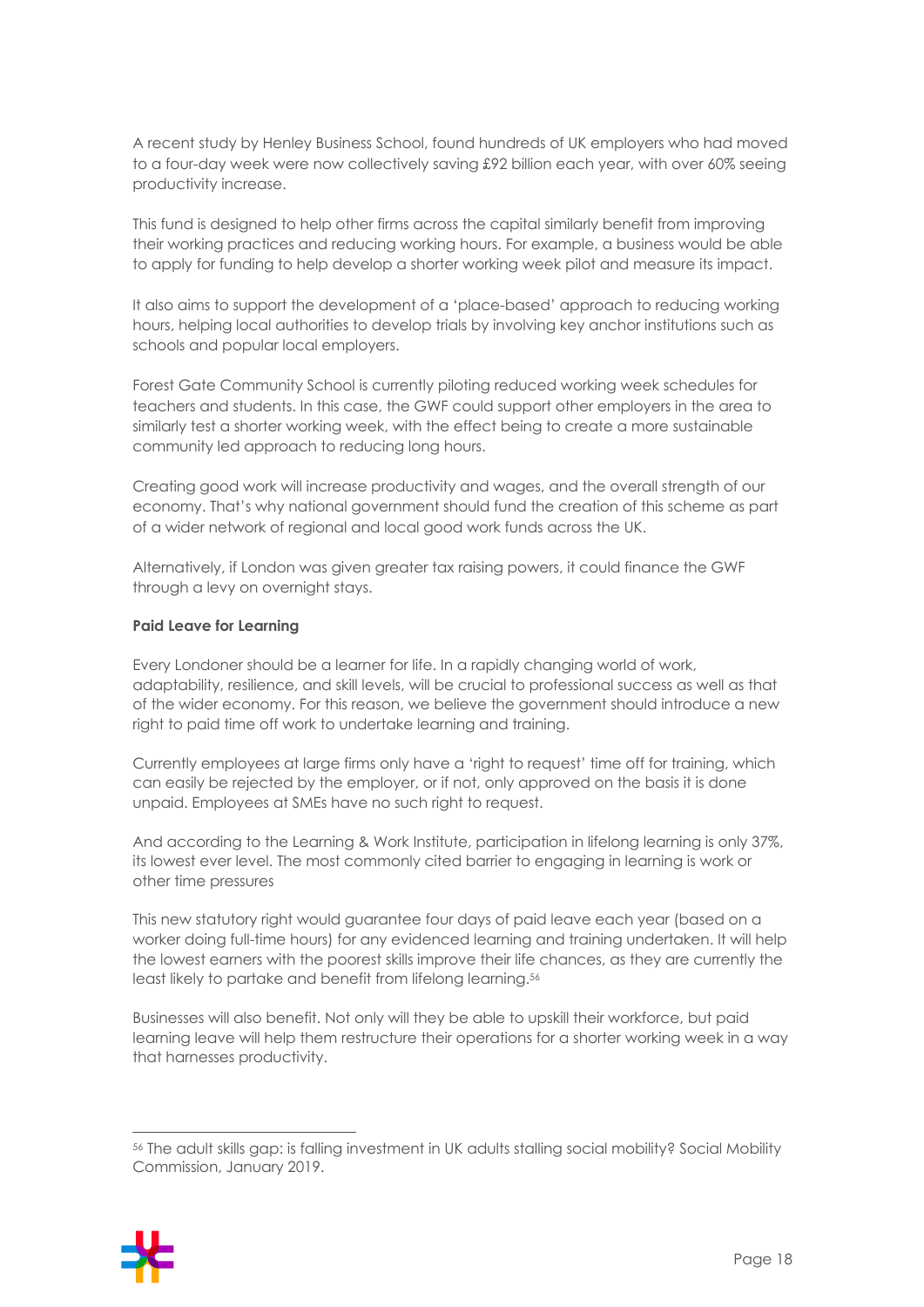A recent study by Henley Business School, found hundreds of UK employers who had moved to a four-day week were now collectively saving £92 billion each year, with over 60% seeing productivity increase.

This fund is designed to help other firms across the capital similarly benefit from improving their working practices and reducing working hours. For example, a business would be able to apply for funding to help develop a shorter working week pilot and measure its impact.

It also aims to support the development of a 'place-based' approach to reducing working hours, helping local authorities to develop trials by involving key anchor institutions such as schools and popular local employers.

Forest Gate Community School is currently piloting reduced working week schedules for teachers and students. In this case, the GWF could support other employers in the area to similarly test a shorter working week, with the effect being to create a more sustainable community led approach to reducing long hours.

Creating good work will increase productivity and wages, and the overall strength of our economy. That's why national government should fund the creation of this scheme as part of a wider network of regional and local good work funds across the UK.

Alternatively, if London was given greater tax raising powers, it could finance the GWF through a levy on overnight stays.

**Paid Leave for Learning**

Every Londoner should be a learner for life. In a rapidly changing world of work, adaptability, resilience, and skill levels, will be crucial to professional success as well as that of the wider economy. For this reason, we believe the government should introduce a new right to paid time off work to undertake learning and training.

Currently employees at large firms only have a 'right to request' time off for training, which can easily be rejected by the employer, or if not, only approved on the basis it is done unpaid. Employees at SMEs have no such right to request.

And according to the Learning & Work Institute, participation in lifelong learning is only 37%, its lowest ever level. The most commonly cited barrier to engaging in learning is work or other time pressures

This new statutory right would guarantee four days of paid leave each year (based on a worker doing full-time hours) for any evidenced learning and training undertaken. It will help the lowest earners with the poorest skills improve their life chances, as they are currently the least likely to partake and benefit from lifelong learning.[56]

Businesses will also benefit. Not only will they be able to upskill their workforce, but paid learning leave will help them restructure their operations for a shorter working week in a way that harnesses productivity.

[56] The adult skills gap: is falling investment in UK adults stalling social mobility? Social Mobility Commission, January 2019.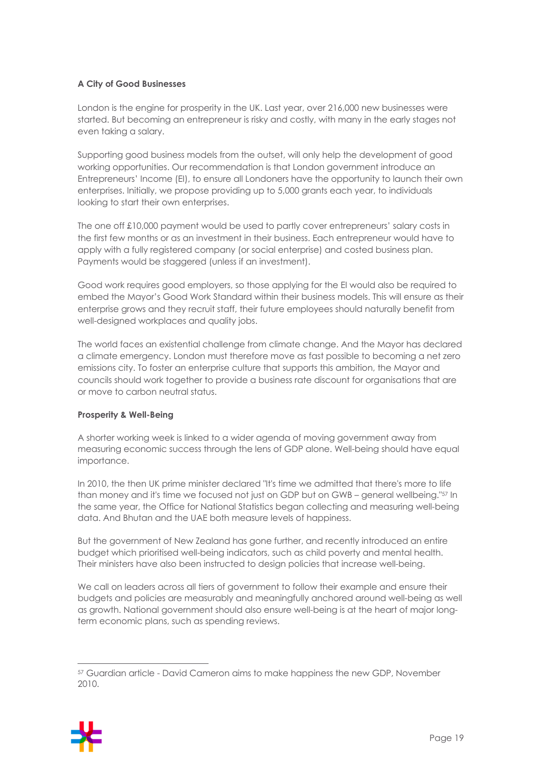**A City of Good Businesses**

London is the engine for prosperity in the UK. Last year, over 216,000 new businesses were started. But becoming an entrepreneur is risky and costly, with many in the early stages not even taking a salary.

Supporting good business models from the outset, will only help the development of good working opportunities. Our recommendation is that London government introduce an Entrepreneurs' Income (EI), to ensure all Londoners have the opportunity to launch their own enterprises. Initially, we propose providing up to 5,000 grants each year, to individuals looking to start their own enterprises.

The one off £10,000 payment would be used to partly cover entrepreneurs' salary costs in the first few months or as an investment in their business. Each entrepreneur would have to apply with a fully registered company (or social enterprise) and costed business plan. Payments would be staggered (unless if an investment).

Good work requires good employers, so those applying for the EI would also be required to embed the Mayor's Good Work Standard within their business models. This will ensure as their enterprise grows and they recruit staff, their future employees should naturally benefit from well-designed workplaces and quality jobs.

The world faces an existential challenge from climate change. And the Mayor has declared a climate emergency. London must therefore move as fast possible to becoming a net zero emissions city. To foster an enterprise culture that supports this ambition, the Mayor and councils should work together to provide a business rate discount for organisations that are or move to carbon neutral status.

**Prosperity & Well-Being**

A shorter working week is linked to a wider agenda of moving government away from measuring economic success through the lens of GDP alone. Well-being should have equal importance.

In 2010, the then UK prime minister declared "It's time we admitted that there's more to life than money and it's time we focused not just on GDP but on GWB – general wellbeing."[57] In the same year, the Office for National Statistics began collecting and measuring well-being data. And Bhutan and the UAE both measure levels of happiness.

But the government of New Zealand has gone further, and recently introduced an entire budget which prioritised well-being indicators, such as child poverty and mental health. Their ministers have also been instructed to design policies that increase well-being.

We call on leaders across all tiers of government to follow their example and ensure their budgets and policies are measurably and meaningfully anchored around well-being as well as growth. National government should also ensure well-being is at the heart of major long-term economic plans, such as spending reviews.

---

[57] Guardian article - David Cameron aims to make happiness the new GDP, November 2010.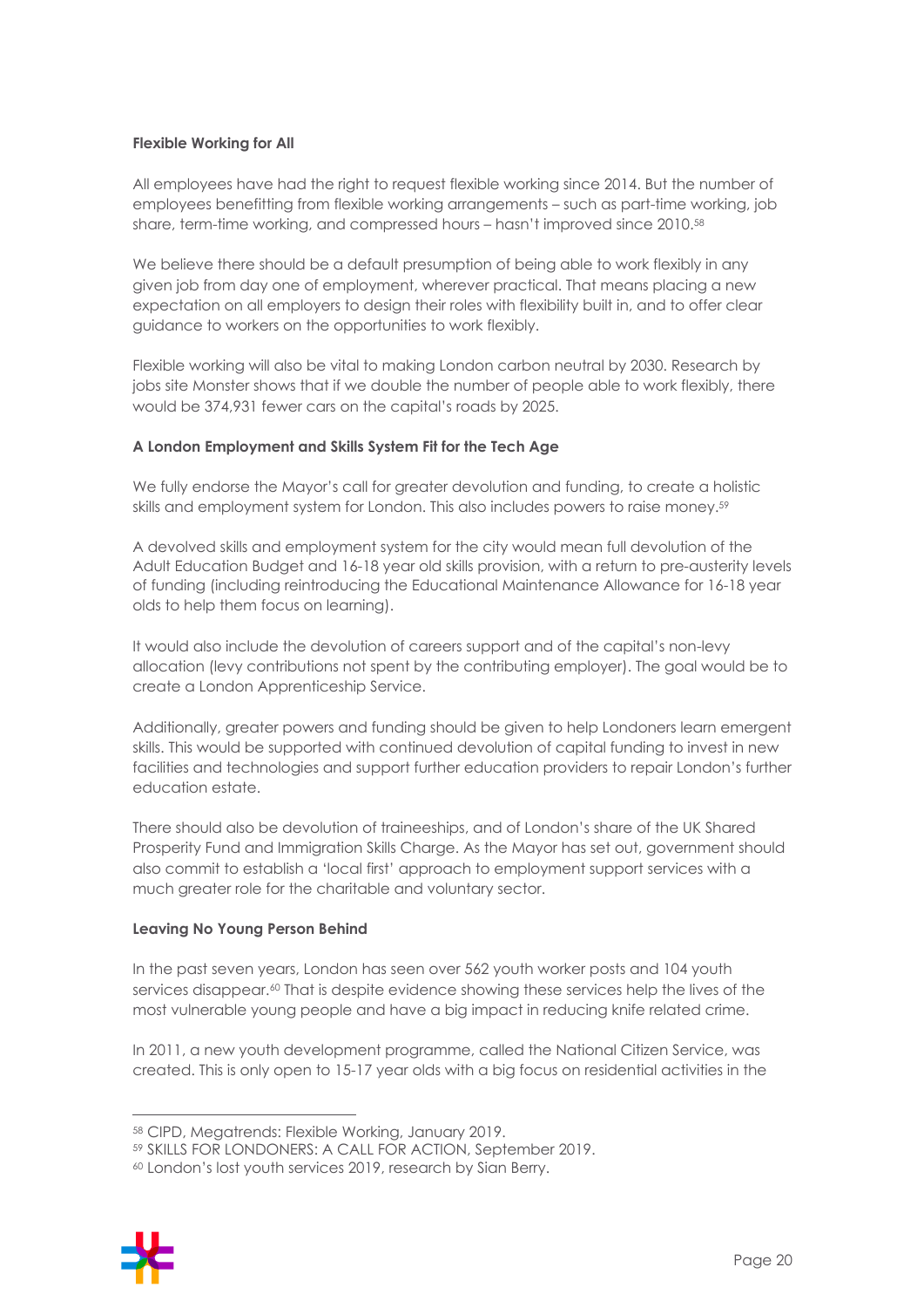**Flexible Working for All**

All employees have had the right to request flexible working since 2014. But the number of employees benefitting from flexible working arrangements – such as part-time working, job share, term-time working, and compressed hours – hasn't improved since 2010.[58]

We believe there should be a default presumption of being able to work flexibly in any given job from day one of employment, wherever practical. That means placing a new expectation on all employers to design their roles with flexibility built in, and to offer clear guidance to workers on the opportunities to work flexibly.

Flexible working will also be vital to making London carbon neutral by 2030. Research by jobs site Monster shows that if we double the number of people able to work flexibly, there would be 374,931 fewer cars on the capital's roads by 2025.

**A London Employment and Skills System Fit for the Tech Age**

We fully endorse the Mayor's call for greater devolution and funding, to create a holistic skills and employment system for London. This also includes powers to raise money.[59]

A devolved skills and employment system for the city would mean full devolution of the Adult Education Budget and 16-18 year old skills provision, with a return to pre-austerity levels of funding (including reintroducing the Educational Maintenance Allowance for 16-18 year olds to help them focus on learning).

It would also include the devolution of careers support and of the capital's non-levy allocation (levy contributions not spent by the contributing employer). The goal would be to create a London Apprenticeship Service.

Additionally, greater powers and funding should be given to help Londoners learn emergent skills. This would be supported with continued devolution of capital funding to invest in new facilities and technologies and support further education providers to repair London's further education estate.

There should also be devolution of traineeships, and of London's share of the UK Shared Prosperity Fund and Immigration Skills Charge. As the Mayor has set out, government should also commit to establish a 'local first' approach to employment support services with a much greater role for the charitable and voluntary sector.

**Leaving No Young Person Behind**

In the past seven years, London has seen over 562 youth worker posts and 104 youth services disappear.[60] That is despite evidence showing these services help the lives of the most vulnerable young people and have a big impact in reducing knife related crime.

In 2011, a new youth development programme, called the National Citizen Service, was created. This is only open to 15-17 year olds with a big focus on residential activities in the

---

[58] CIPD, Megatrends: Flexible Working, January 2019.

[59] SKILLS FOR LONDONERS: A CALL FOR ACTION, September 2019.

[60] London's lost youth services 2019, research by Sian Berry.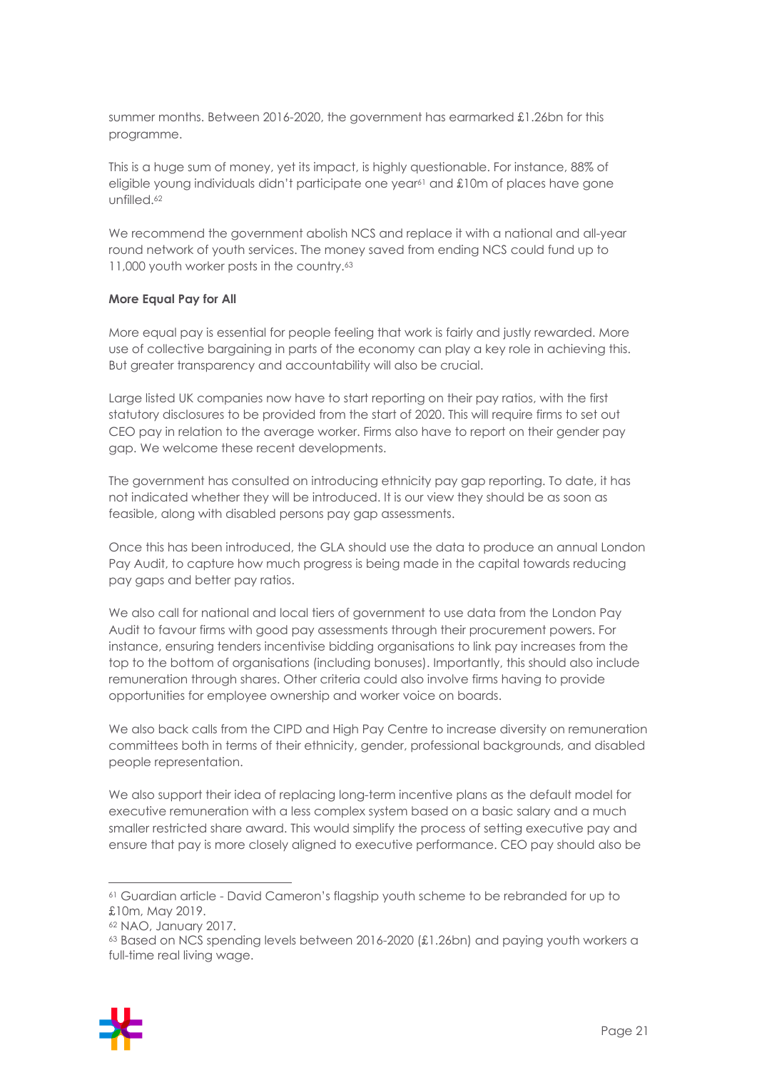summer months. Between 2016-2020, the government has earmarked £1.26bn for this programme.

This is a huge sum of money, yet its impact, is highly questionable. For instance, 88% of eligible young individuals didn't participate one year[61] and £10m of places have gone unfilled.[62]

We recommend the government abolish NCS and replace it with a national and all-year round network of youth services. The money saved from ending NCS could fund up to 11,000 youth worker posts in the country.[63]

**More Equal Pay for All**

More equal pay is essential for people feeling that work is fairly and justly rewarded. More use of collective bargaining in parts of the economy can play a key role in achieving this. But greater transparency and accountability will also be crucial.

Large listed UK companies now have to start reporting on their pay ratios, with the first statutory disclosures to be provided from the start of 2020. This will require firms to set out CEO pay in relation to the average worker. Firms also have to report on their gender pay gap. We welcome these recent developments.

The government has consulted on introducing ethnicity pay gap reporting. To date, it has not indicated whether they will be introduced. It is our view they should be as soon as feasible, along with disabled persons pay gap assessments.

Once this has been introduced, the GLA should use the data to produce an annual London Pay Audit, to capture how much progress is being made in the capital towards reducing pay gaps and better pay ratios.

We also call for national and local tiers of government to use data from the London Pay Audit to favour firms with good pay assessments through their procurement powers. For instance, ensuring tenders incentivise bidding organisations to link pay increases from the top to the bottom of organisations (including bonuses). Importantly, this should also include remuneration through shares. Other criteria could also involve firms having to provide opportunities for employee ownership and worker voice on boards.

We also back calls from the CIPD and High Pay Centre to increase diversity on remuneration committees both in terms of their ethnicity, gender, professional backgrounds, and disabled people representation.

We also support their idea of replacing long-term incentive plans as the default model for executive remuneration with a less complex system based on a basic salary and a much smaller restricted share award. This would simplify the process of setting executive pay and ensure that pay is more closely aligned to executive performance. CEO pay should also be

[61] Guardian article - David Cameron's flagship youth scheme to be rebranded for up to £10m, May 2019.

[62] NAO, January 2017.

[63] Based on NCS spending levels between 2016-2020 (£1.26bn) and paying youth workers a full-time real living wage.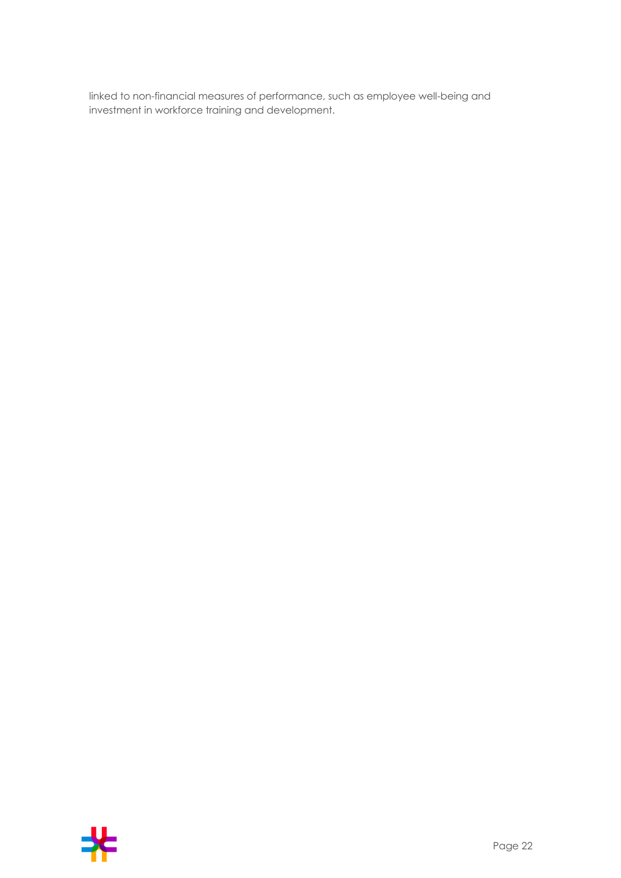linked to non-financial measures of performance, such as employee well-being and investment in workforce training and development.